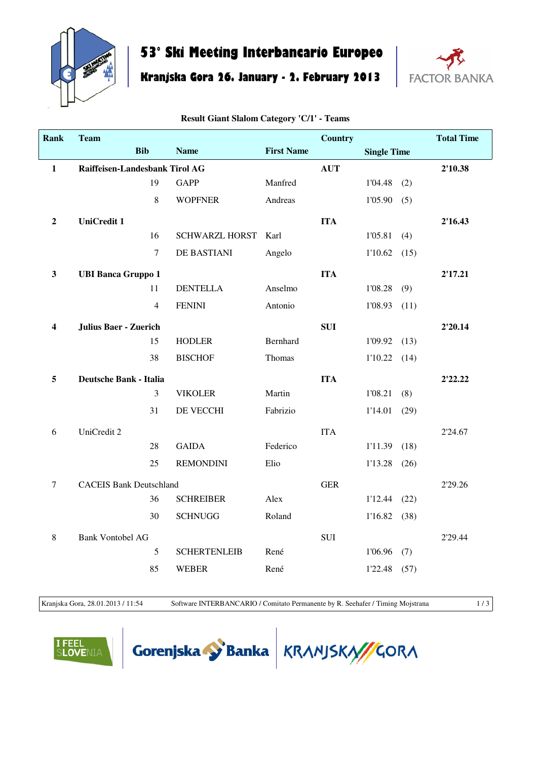# 53° Ski Meeting Interbancario Europeo

## Kranjska Gora 26. January - 2. February 2013

FACTOR BANKA

**Result Giant Slalom Category 'C/1' - Teams**

| Rank | Team | | | | Country | Single Time | | Total Time |
|---|---|---|---|---|---|---|---|---|
| | | Bib | Name | First Name | | | | |
| **1** | **Raiffeisen-Landesbank Tirol AG** | | | | **AUT** | | | **2'10.38** |
| | | 19 | GAPP | Manfred | | 1'04.48 | (2) | |
| | | 8 | WOPFNER | Andreas | | 1'05.90 | (5) | |
| **2** | **UniCredit 1** | | | | **ITA** | | | **2'16.43** |
| | | 16 | SCHWARZL HORST | Karl | | 1'05.81 | (4) | |
| | | 7 | DE BASTIANI | Angelo | | 1'10.62 | (15) | |
| **3** | **UBI Banca Gruppo 1** | | | | **ITA** | | | **2'17.21** |
| | | 11 | DENTELLA | Anselmo | | 1'08.28 | (9) | |
| | | 4 | FENINI | Antonio | | 1'08.93 | (11) | |
| **4** | **Julius Baer - Zuerich** | | | | **SUI** | | | **2'20.14** |
| | | 15 | HODLER | Bernhard | | 1'09.92 | (13) | |
| | | 38 | BISCHOF | Thomas | | 1'10.22 | (14) | |
| **5** | **Deutsche Bank - Italia** | | | | **ITA** | | | **2'22.22** |
| | | 3 | VIKOLER | Martin | | 1'08.21 | (8) | |
| | | 31 | DE VECCHI | Fabrizio | | 1'14.01 | (29) | |
| 6 | UniCredit 2 | | | | ITA | | | 2'24.67 |
| | | 28 | GAIDA | Federico | | 1'11.39 | (18) | |
| | | 25 | REMONDINI | Elio | | 1'13.28 | (26) | |
| 7 | CACEIS Bank Deutschland | | | | GER | | | 2'29.26 |
| | | 36 | SCHREIBER | Alex | | 1'12.44 | (22) | |
| | | 30 | SCHNUGG | Roland | | 1'16.82 | (38) | |
| 8 | Bank Vontobel AG | | | | SUI | | | 2'29.44 |
| | | 5 | SCHERTENLEIB | René | | 1'06.96 | (7) | |
| | | 85 | WEBER | René | | 1'22.48 | (57) | |

Kranjska Gora, 28.01.2013 / 11:54 — Software INTERBANCARIO / Comitato Permanente by R. Seehafer / Timing Mojstrana

I FEEL SLOVENIA — Gorenjska Banka — KRANJSKA GORA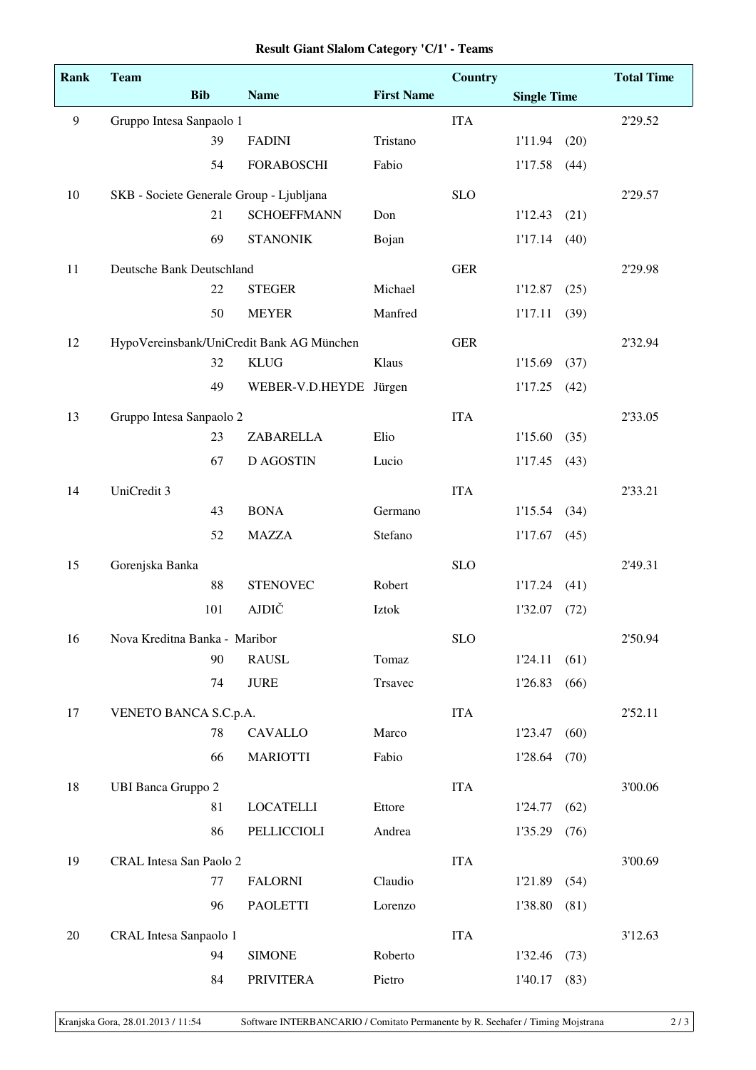**Result Giant Slalom Category 'C/1' - Teams**

| Rank | Team | | | Country | Single Time | | Total Time |
|---|---|---|---|---|---|---|---|
| | Bib | Name | First Name | | | | |
| 9 | Gruppo Intesa Sanpaolo 1 | | | ITA | | | 2'29.52 |
| | 39 | FADINI | Tristano | | 1'11.94 | (20) | |
| | 54 | FORABOSCHI | Fabio | | 1'17.58 | (44) | |
| 10 | SKB - Societe Generale Group - Ljubljana | | | SLO | | | 2'29.57 |
| | 21 | SCHOEFFMANN | Don | | 1'12.43 | (21) | |
| | 69 | STANONIK | Bojan | | 1'17.14 | (40) | |
| 11 | Deutsche Bank Deutschland | | | GER | | | 2'29.98 |
| | 22 | STEGER | Michael | | 1'12.87 | (25) | |
| | 50 | MEYER | Manfred | | 1'17.11 | (39) | |
| 12 | HypoVereinsbank/UniCredit Bank AG München | | | GER | | | 2'32.94 |
| | 32 | KLUG | Klaus | | 1'15.69 | (37) | |
| | 49 | WEBER-V.D.HEYDE | Jürgen | | 1'17.25 | (42) | |
| 13 | Gruppo Intesa Sanpaolo 2 | | | ITA | | | 2'33.05 |
| | 23 | ZABARELLA | Elio | | 1'15.60 | (35) | |
| | 67 | D AGOSTIN | Lucio | | 1'17.45 | (43) | |
| 14 | UniCredit 3 | | | ITA | | | 2'33.21 |
| | 43 | BONA | Germano | | 1'15.54 | (34) | |
| | 52 | MAZZA | Stefano | | 1'17.67 | (45) | |
| 15 | Gorenjska Banka | | | SLO | | | 2'49.31 |
| | 88 | STENOVEC | Robert | | 1'17.24 | (41) | |
| | 101 | AJDIČ | Iztok | | 1'32.07 | (72) | |
| 16 | Nova Kreditna Banka - Maribor | | | SLO | | | 2'50.94 |
| | 90 | RAUSL | Tomaz | | 1'24.11 | (61) | |
| | 74 | JURE | Trsavec | | 1'26.83 | (66) | |
| 17 | VENETO BANCA S.C.p.A. | | | ITA | | | 2'52.11 |
| | 78 | CAVALLO | Marco | | 1'23.47 | (60) | |
| | 66 | MARIOTTI | Fabio | | 1'28.64 | (70) | |
| 18 | UBI Banca Gruppo 2 | | | ITA | | | 3'00.06 |
| | 81 | LOCATELLI | Ettore | | 1'24.77 | (62) | |
| | 86 | PELLICCIOLI | Andrea | | 1'35.29 | (76) | |
| 19 | CRAL Intesa San Paolo 2 | | | ITA | | | 3'00.69 |
| | 77 | FALORNI | Claudio | | 1'21.89 | (54) | |
| | 96 | PAOLETTI | Lorenzo | | 1'38.80 | (81) | |
| 20 | CRAL Intesa Sanpaolo 1 | | | ITA | | | 3'12.63 |
| | 94 | SIMONE | Roberto | | 1'32.46 | (73) | |
| | 84 | PRIVITERA | Pietro | | 1'40.17 | (83) | |

Kranjska Gora, 28.01.2013 / 11:54 — Software INTERBANCARIO / Comitato Permanente by R. Seehafer / Timing Mojstrana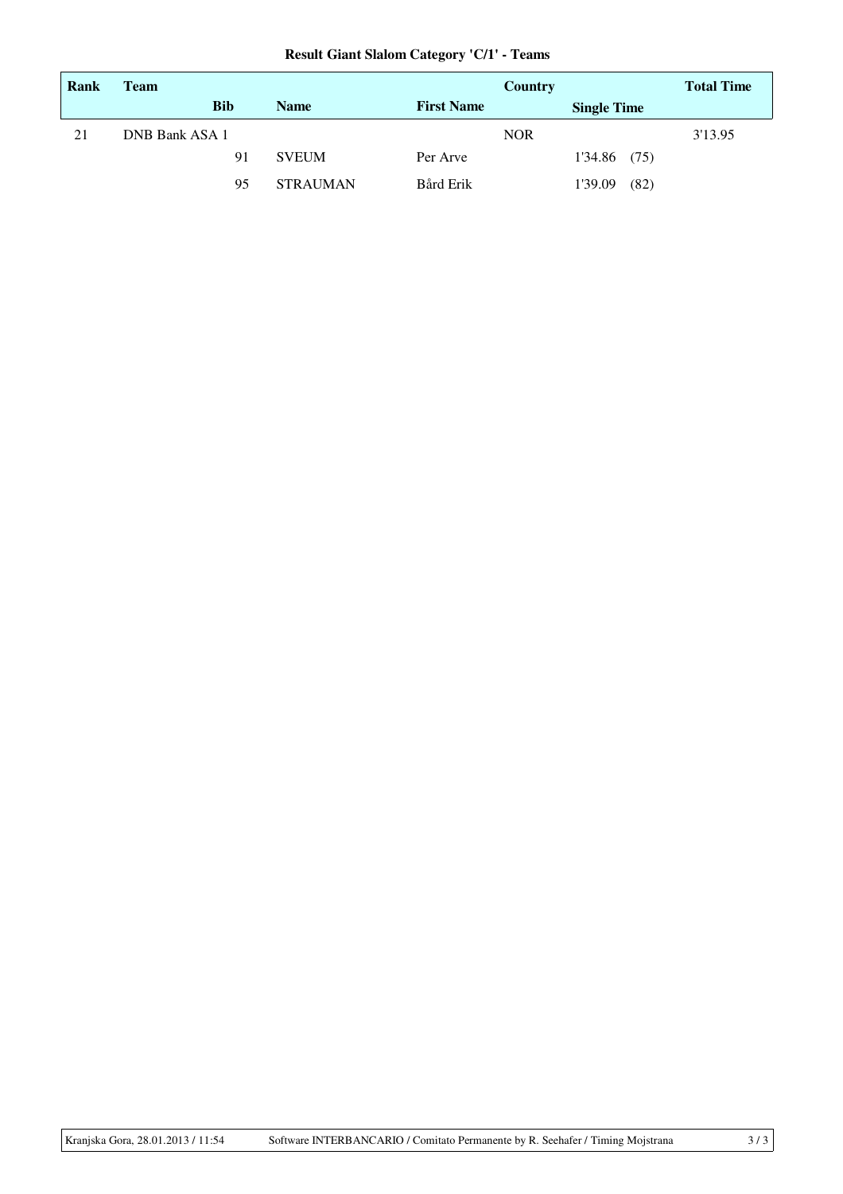**Result Giant Slalom Category 'C/1' - Teams**

| Rank | Team | | | Country | | Total Time |
|---|---|---|---|---|---|---|
| | Bib | Name | First Name | | Single Time | |
| 21 | DNB Bank ASA 1 | | | NOR | | 3'13.95 |
| | 91 | SVEUM | Per Arve | | 1'34.86 (75) | |
| | 95 | STRAUMAN | Bård Erik | | 1'39.09 (82) | |

Kranjska Gora, 28.01.2013 / 11:54 Software INTERBANCARIO / Comitato Permanente by R. Seehafer / Timing Mojstrana